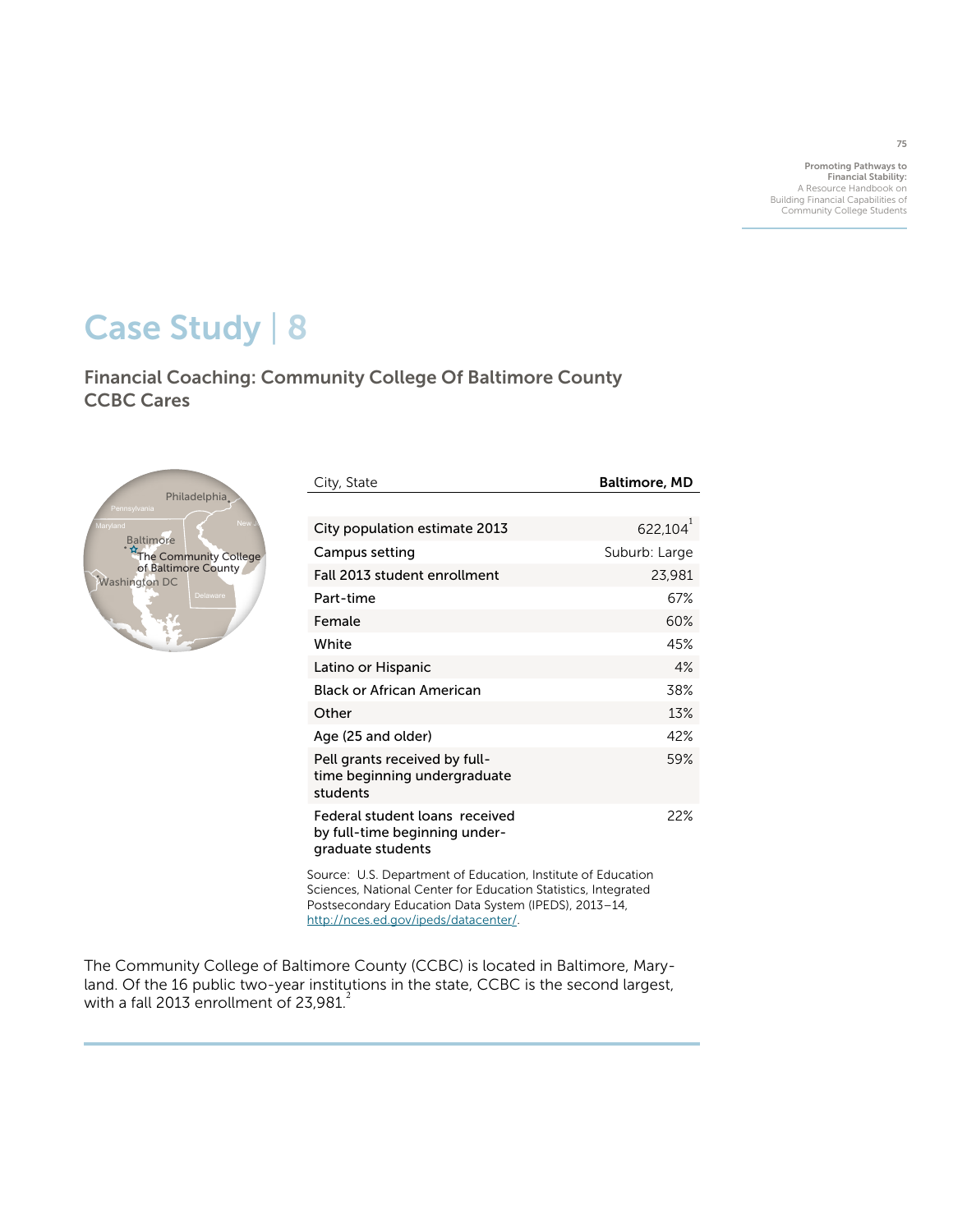# Case Study | 8

## Financial Coaching: Community College Of Baltimore County CCBC Cares

| City, State | Baltimore, MD |
|---|---|
| City population estimate 2013 | 622,104[1] |
| Campus setting | Suburb: Large |
| Fall 2013 student enrollment | 23,981 |
| Part-time | 67% |
| Female | 60% |
| White | 45% |
| Latino or Hispanic | 4% |
| Black or African American | 38% |
| Other | 13% |
| Age (25 and older) | 42% |
| Pell grants received by full-time beginning undergraduate students | 59% |
| Federal student loans received by full-time beginning under-graduate students | 22% |

Source: U.S. Department of Education, Institute of Education Sciences, National Center for Education Statistics, Integrated Postsecondary Education Data System (IPEDS), 2013–14, http://nces.ed.gov/ipeds/datacenter/.

The Community College of Baltimore County (CCBC) is located in Baltimore, Maryland. Of the 16 public two-year institutions in the state, CCBC is the second largest, with a fall 2013 enrollment of 23,981.[2]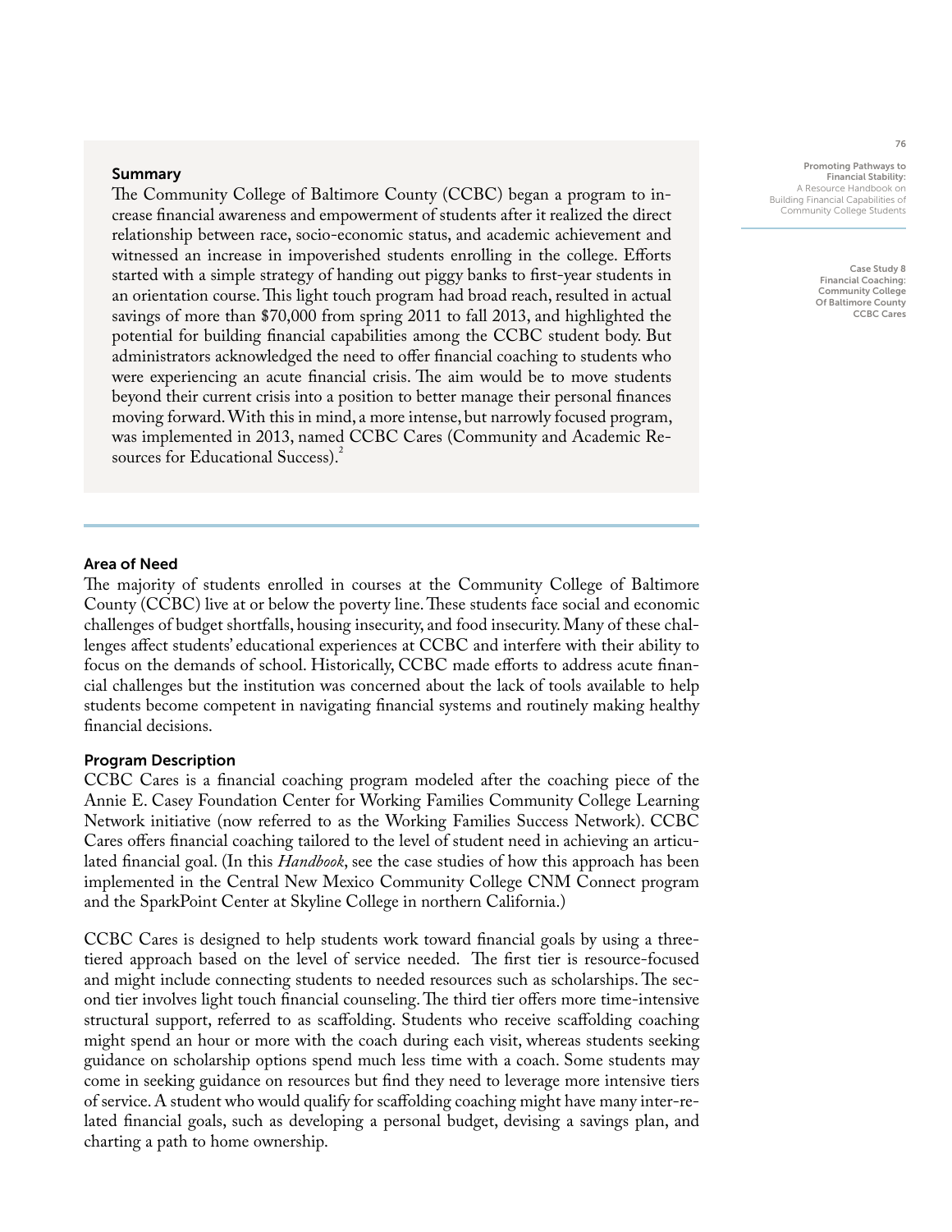## Summary

The Community College of Baltimore County (CCBC) began a program to increase financial awareness and empowerment of students after it realized the direct relationship between race, socio-economic status, and academic achievement and witnessed an increase in impoverished students enrolling in the college. Efforts started with a simple strategy of handing out piggy banks to first-year students in an orientation course. This light touch program had broad reach, resulted in actual savings of more than $70,000 from spring 2011 to fall 2013, and highlighted the potential for building financial capabilities among the CCBC student body. But administrators acknowledged the need to offer financial coaching to students who were experiencing an acute financial crisis. The aim would be to move students beyond their current crisis into a position to better manage their personal finances moving forward. With this in mind, a more intense, but narrowly focused program, was implemented in 2013, named CCBC Cares (Community and Academic Resources for Educational Success).[2]

## Area of Need

The majority of students enrolled in courses at the Community College of Baltimore County (CCBC) live at or below the poverty line. These students face social and economic challenges of budget shortfalls, housing insecurity, and food insecurity. Many of these challenges affect students' educational experiences at CCBC and interfere with their ability to focus on the demands of school. Historically, CCBC made efforts to address acute financial challenges but the institution was concerned about the lack of tools available to help students become competent in navigating financial systems and routinely making healthy financial decisions.

## Program Description

CCBC Cares is a financial coaching program modeled after the coaching piece of the Annie E. Casey Foundation Center for Working Families Community College Learning Network initiative (now referred to as the Working Families Success Network). CCBC Cares offers financial coaching tailored to the level of student need in achieving an articulated financial goal. (In this *Handbook*, see the case studies of how this approach has been implemented in the Central New Mexico Community College CNM Connect program and the SparkPoint Center at Skyline College in northern California.)

CCBC Cares is designed to help students work toward financial goals by using a three-tiered approach based on the level of service needed. The first tier is resource-focused and might include connecting students to needed resources such as scholarships. The second tier involves light touch financial counseling. The third tier offers more time-intensive structural support, referred to as scaffolding. Students who receive scaffolding coaching might spend an hour or more with the coach during each visit, whereas students seeking guidance on scholarship options spend much less time with a coach. Some students may come in seeking guidance on resources but find they need to leverage more intensive tiers of service. A student who would qualify for scaffolding coaching might have many inter-related financial goals, such as developing a personal budget, devising a savings plan, and charting a path to home ownership.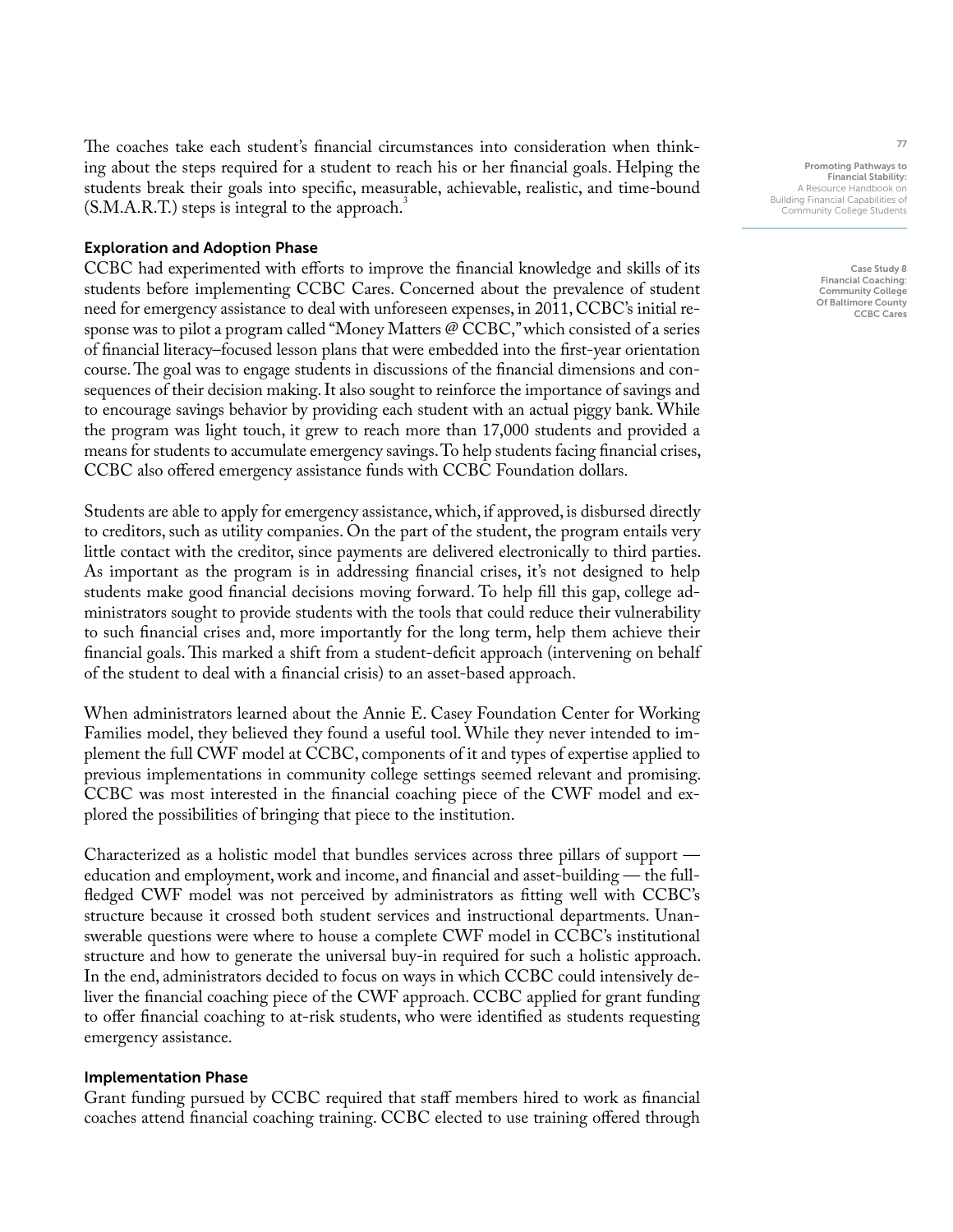The coaches take each student's financial circumstances into consideration when thinking about the steps required for a student to reach his or her financial goals. Helping the students break their goals into specific, measurable, achievable, realistic, and time-bound (S.M.A.R.T.) steps is integral to the approach.[3]

### Exploration and Adoption Phase

CCBC had experimented with efforts to improve the financial knowledge and skills of its students before implementing CCBC Cares. Concerned about the prevalence of student need for emergency assistance to deal with unforeseen expenses, in 2011, CCBC's initial response was to pilot a program called "Money Matters @ CCBC," which consisted of a series of financial literacy–focused lesson plans that were embedded into the first-year orientation course. The goal was to engage students in discussions of the financial dimensions and consequences of their decision making. It also sought to reinforce the importance of savings and to encourage savings behavior by providing each student with an actual piggy bank. While the program was light touch, it grew to reach more than 17,000 students and provided a means for students to accumulate emergency savings. To help students facing financial crises, CCBC also offered emergency assistance funds with CCBC Foundation dollars.

Students are able to apply for emergency assistance, which, if approved, is disbursed directly to creditors, such as utility companies. On the part of the student, the program entails very little contact with the creditor, since payments are delivered electronically to third parties. As important as the program is in addressing financial crises, it's not designed to help students make good financial decisions moving forward. To help fill this gap, college administrators sought to provide students with the tools that could reduce their vulnerability to such financial crises and, more importantly for the long term, help them achieve their financial goals. This marked a shift from a student-deficit approach (intervening on behalf of the student to deal with a financial crisis) to an asset-based approach.

When administrators learned about the Annie E. Casey Foundation Center for Working Families model, they believed they found a useful tool. While they never intended to implement the full CWF model at CCBC, components of it and types of expertise applied to previous implementations in community college settings seemed relevant and promising. CCBC was most interested in the financial coaching piece of the CWF model and explored the possibilities of bringing that piece to the institution.

Characterized as a holistic model that bundles services across three pillars of support — education and employment, work and income, and financial and asset-building — the full-fledged CWF model was not perceived by administrators as fitting well with CCBC's structure because it crossed both student services and instructional departments. Unanswerable questions were where to house a complete CWF model in CCBC's institutional structure and how to generate the universal buy-in required for such a holistic approach. In the end, administrators decided to focus on ways in which CCBC could intensively deliver the financial coaching piece of the CWF approach. CCBC applied for grant funding to offer financial coaching to at-risk students, who were identified as students requesting emergency assistance.

### Implementation Phase

Grant funding pursued by CCBC required that staff members hired to work as financial coaches attend financial coaching training. CCBC elected to use training offered through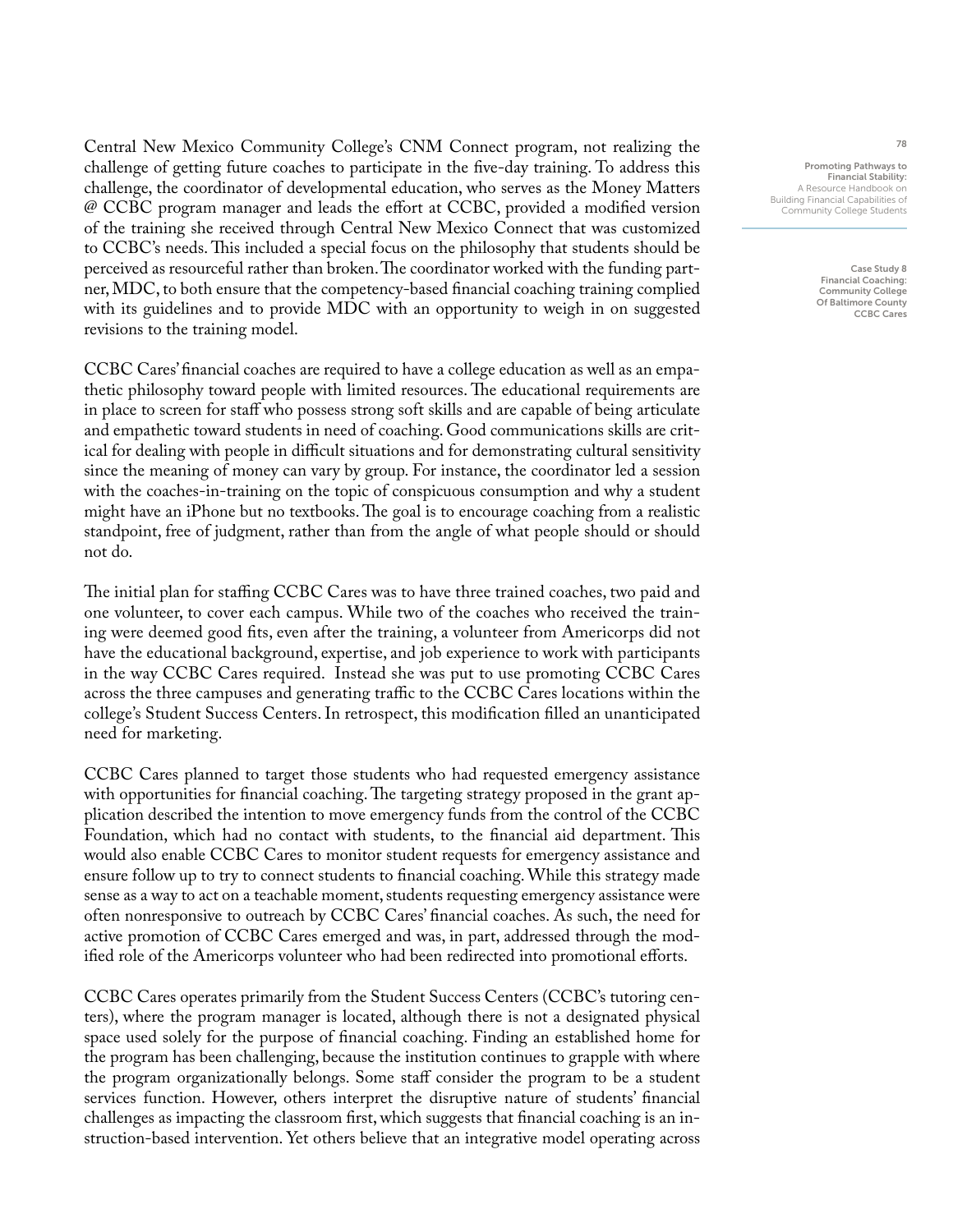Central New Mexico Community College's CNM Connect program, not realizing the challenge of getting future coaches to participate in the five-day training. To address this challenge, the coordinator of developmental education, who serves as the Money Matters @ CCBC program manager and leads the effort at CCBC, provided a modified version of the training she received through Central New Mexico Connect that was customized to CCBC's needs. This included a special focus on the philosophy that students should be perceived as resourceful rather than broken. The coordinator worked with the funding partner, MDC, to both ensure that the competency-based financial coaching training complied with its guidelines and to provide MDC with an opportunity to weigh in on suggested revisions to the training model.

CCBC Cares' financial coaches are required to have a college education as well as an empathetic philosophy toward people with limited resources. The educational requirements are in place to screen for staff who possess strong soft skills and are capable of being articulate and empathetic toward students in need of coaching. Good communications skills are critical for dealing with people in difficult situations and for demonstrating cultural sensitivity since the meaning of money can vary by group. For instance, the coordinator led a session with the coaches-in-training on the topic of conspicuous consumption and why a student might have an iPhone but no textbooks. The goal is to encourage coaching from a realistic standpoint, free of judgment, rather than from the angle of what people should or should not do.

The initial plan for staffing CCBC Cares was to have three trained coaches, two paid and one volunteer, to cover each campus. While two of the coaches who received the training were deemed good fits, even after the training, a volunteer from Americorps did not have the educational background, expertise, and job experience to work with participants in the way CCBC Cares required. Instead she was put to use promoting CCBC Cares across the three campuses and generating traffic to the CCBC Cares locations within the college's Student Success Centers. In retrospect, this modification filled an unanticipated need for marketing.

CCBC Cares planned to target those students who had requested emergency assistance with opportunities for financial coaching. The targeting strategy proposed in the grant application described the intention to move emergency funds from the control of the CCBC Foundation, which had no contact with students, to the financial aid department. This would also enable CCBC Cares to monitor student requests for emergency assistance and ensure follow up to try to connect students to financial coaching. While this strategy made sense as a way to act on a teachable moment, students requesting emergency assistance were often nonresponsive to outreach by CCBC Cares' financial coaches. As such, the need for active promotion of CCBC Cares emerged and was, in part, addressed through the modified role of the Americorps volunteer who had been redirected into promotional efforts.

CCBC Cares operates primarily from the Student Success Centers (CCBC's tutoring centers), where the program manager is located, although there is not a designated physical space used solely for the purpose of financial coaching. Finding an established home for the program has been challenging, because the institution continues to grapple with where the program organizationally belongs. Some staff consider the program to be a student services function. However, others interpret the disruptive nature of students' financial challenges as impacting the classroom first, which suggests that financial coaching is an instruction-based intervention. Yet others believe that an integrative model operating across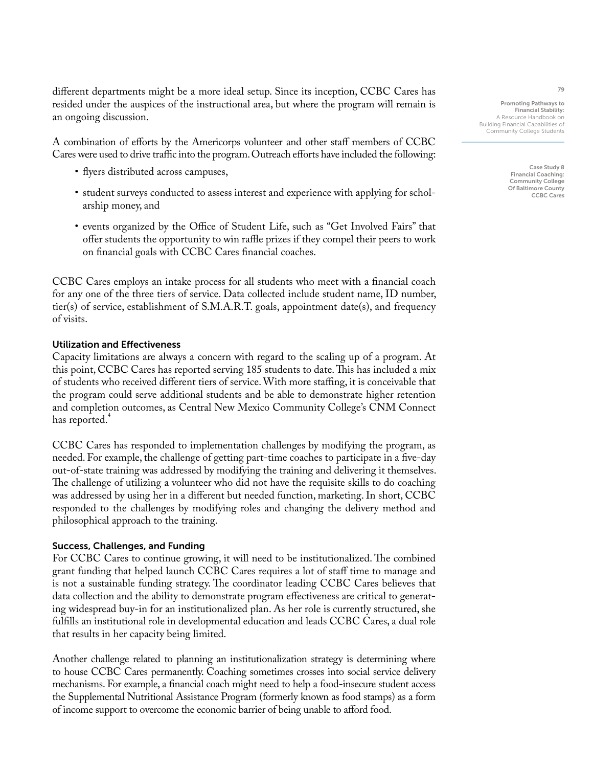different departments might be a more ideal setup. Since its inception, CCBC Cares has resided under the auspices of the instructional area, but where the program will remain is an ongoing discussion.

A combination of efforts by the Americorps volunteer and other staff members of CCBC Cares were used to drive traffic into the program. Outreach efforts have included the following:

- flyers distributed across campuses,
- student surveys conducted to assess interest and experience with applying for scholarship money, and
- events organized by the Office of Student Life, such as "Get Involved Fairs" that offer students the opportunity to win raffle prizes if they compel their peers to work on financial goals with CCBC Cares financial coaches.

CCBC Cares employs an intake process for all students who meet with a financial coach for any one of the three tiers of service. Data collected include student name, ID number, tier(s) of service, establishment of S.M.A.R.T. goals, appointment date(s), and frequency of visits.

### Utilization and Effectiveness

Capacity limitations are always a concern with regard to the scaling up of a program. At this point, CCBC Cares has reported serving 185 students to date. This has included a mix of students who received different tiers of service. With more staffing, it is conceivable that the program could serve additional students and be able to demonstrate higher retention and completion outcomes, as Central New Mexico Community College's CNM Connect has reported.[4]

CCBC Cares has responded to implementation challenges by modifying the program, as needed. For example, the challenge of getting part-time coaches to participate in a five-day out-of-state training was addressed by modifying the training and delivering it themselves. The challenge of utilizing a volunteer who did not have the requisite skills to do coaching was addressed by using her in a different but needed function, marketing. In short, CCBC responded to the challenges by modifying roles and changing the delivery method and philosophical approach to the training.

### Success, Challenges, and Funding

For CCBC Cares to continue growing, it will need to be institutionalized. The combined grant funding that helped launch CCBC Cares requires a lot of staff time to manage and is not a sustainable funding strategy. The coordinator leading CCBC Cares believes that data collection and the ability to demonstrate program effectiveness are critical to generating widespread buy-in for an institutionalized plan. As her role is currently structured, she fulfills an institutional role in developmental education and leads CCBC Cares, a dual role that results in her capacity being limited.

Another challenge related to planning an institutionalization strategy is determining where to house CCBC Cares permanently. Coaching sometimes crosses into social service delivery mechanisms. For example, a financial coach might need to help a food-insecure student access the Supplemental Nutritional Assistance Program (formerly known as food stamps) as a form of income support to overcome the economic barrier of being unable to afford food.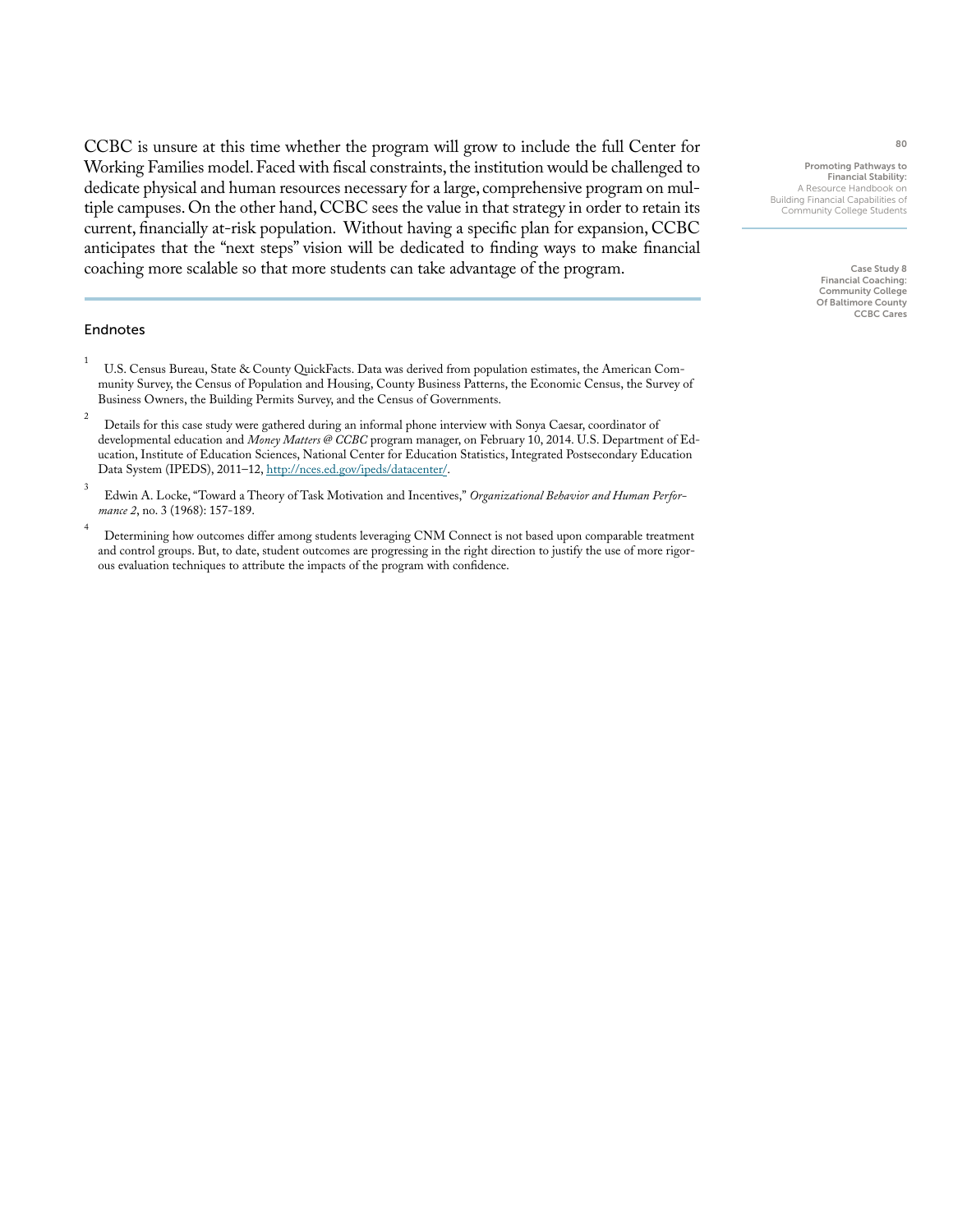CCBC is unsure at this time whether the program will grow to include the full Center for Working Families model. Faced with fiscal constraints, the institution would be challenged to dedicate physical and human resources necessary for a large, comprehensive program on multiple campuses. On the other hand, CCBC sees the value in that strategy in order to retain its current, financially at-risk population. Without having a specific plan for expansion, CCBC anticipates that the "next steps" vision will be dedicated to finding ways to make financial coaching more scalable so that more students can take advantage of the program.

## Endnotes

1. U.S. Census Bureau, State & County QuickFacts. Data was derived from population estimates, the American Community Survey, the Census of Population and Housing, County Business Patterns, the Economic Census, the Survey of Business Owners, the Building Permits Survey, and the Census of Governments.

2. Details for this case study were gathered during an informal phone interview with Sonya Caesar, coordinator of developmental education and *Money Matters @ CCBC* program manager, on February 10, 2014. U.S. Department of Education, Institute of Education Sciences, National Center for Education Statistics, Integrated Postsecondary Education Data System (IPEDS), 2011–12, http://nces.ed.gov/ipeds/datacenter/.

3. Edwin A. Locke, "Toward a Theory of Task Motivation and Incentives," *Organizational Behavior and Human Performance 2*, no. 3 (1968): 157-189.

4. Determining how outcomes differ among students leveraging CNM Connect is not based upon comparable treatment and control groups. But, to date, student outcomes are progressing in the right direction to justify the use of more rigorous evaluation techniques to attribute the impacts of the program with confidence.